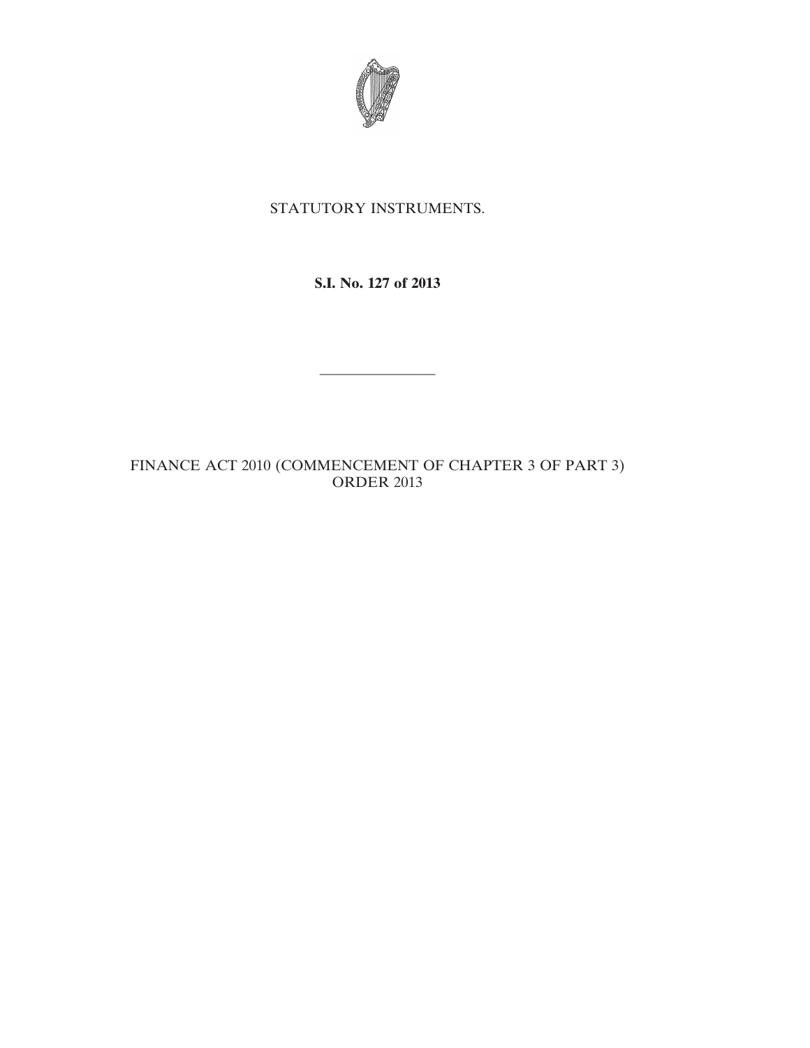STATUTORY INSTRUMENTS.

**S.I. No. 127 of 2013**

---

FINANCE ACT 2010 (COMMENCEMENT OF CHAPTER 3 OF PART 3) ORDER 2013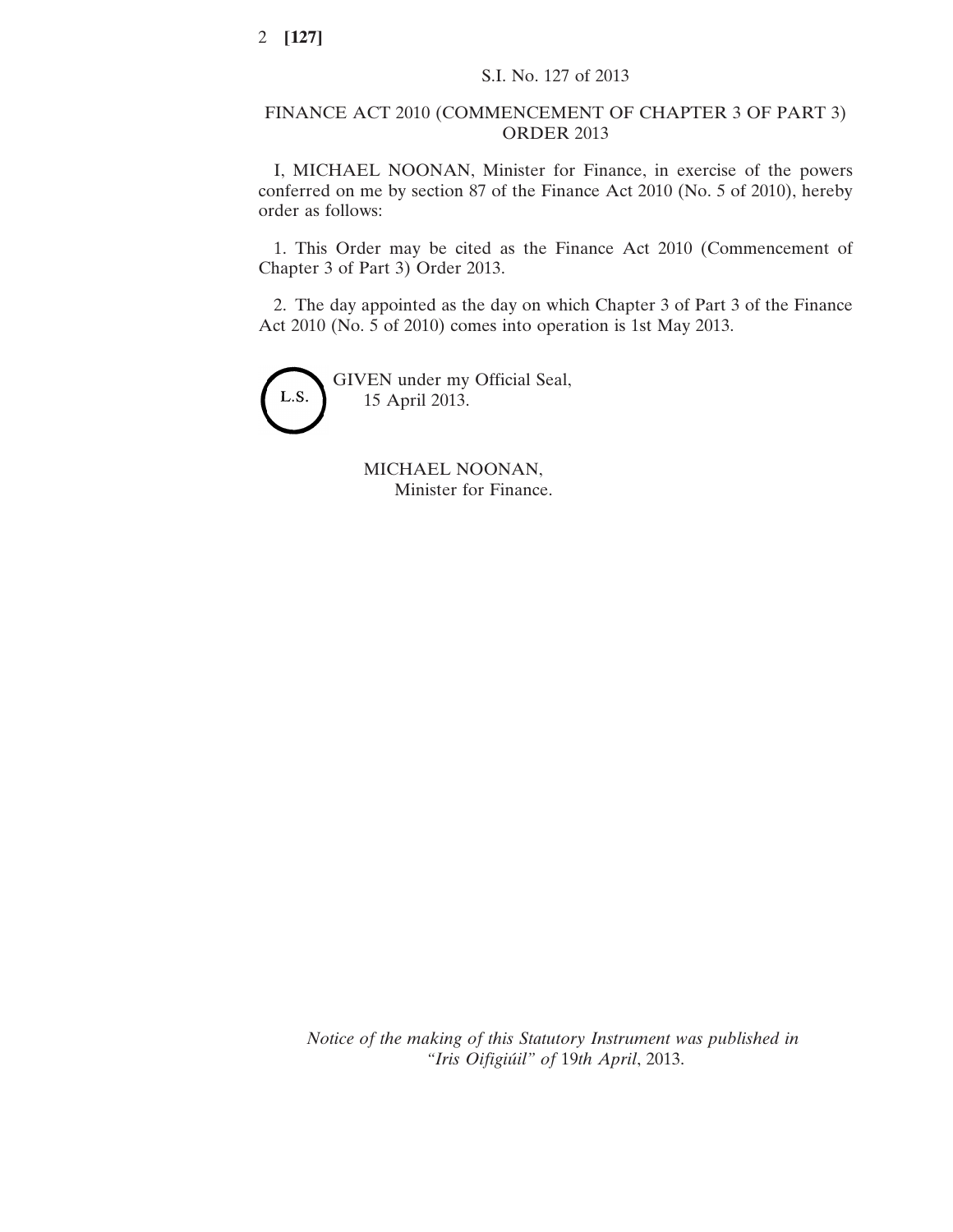S.I. No. 127 of 2013

# FINANCE ACT 2010 (COMMENCEMENT OF CHAPTER 3 OF PART 3) ORDER 2013

I, MICHAEL NOONAN, Minister for Finance, in exercise of the powers conferred on me by section 87 of the Finance Act 2010 (No. 5 of 2010), hereby order as follows:

1. This Order may be cited as the Finance Act 2010 (Commencement of Chapter 3 of Part 3) Order 2013.

2. The day appointed as the day on which Chapter 3 of Part 3 of the Finance Act 2010 (No. 5 of 2010) comes into operation is 1st May 2013.

L.S.

GIVEN under my Official Seal,
15 April 2013.

MICHAEL NOONAN,
Minister for Finance.

*Notice of the making of this Statutory Instrument was published in "Iris Oifigiúil" of* 19*th April*, 2013.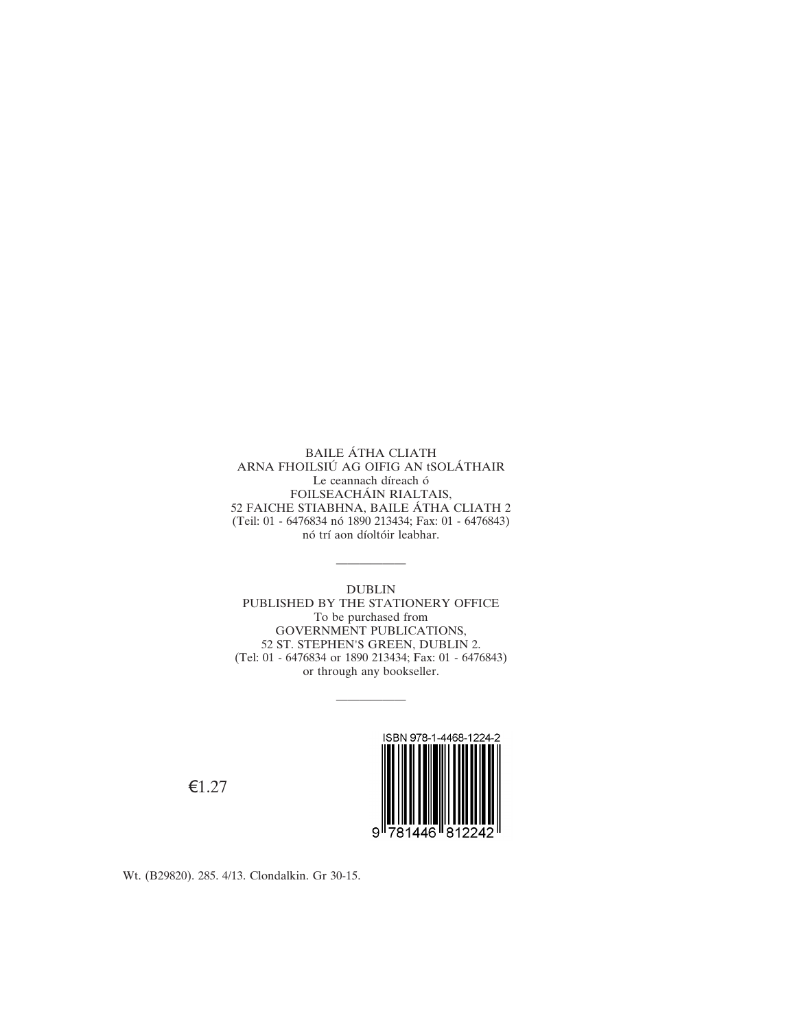BAILE ÁTHA CLIATH
ARNA FHOILSIÚ AG OIFIG AN tSOLÁTHAIR
Le ceannach díreach ó
FOILSEACHÁIN RIALTAIS,
52 FAICHE STIABHNA, BAILE ÁTHA CLIATH 2
(Teil: 01 - 6476834 nó 1890 213434; Fax: 01 - 6476843)
nó trí aon díoltóir leabhar.

---

DUBLIN
PUBLISHED BY THE STATIONERY OFFICE
To be purchased from
GOVERNMENT PUBLICATIONS,
52 ST. STEPHEN'S GREEN, DUBLIN 2.
(Tel: 01 - 6476834 or 1890 213434; Fax: 01 - 6476843)
or through any bookseller.

---

€1.27

ISBN 978-1-4468-1224-2

9 781446 812242

Wt. (B29820). 285. 4/13. Clondalkin. Gr 30-15.